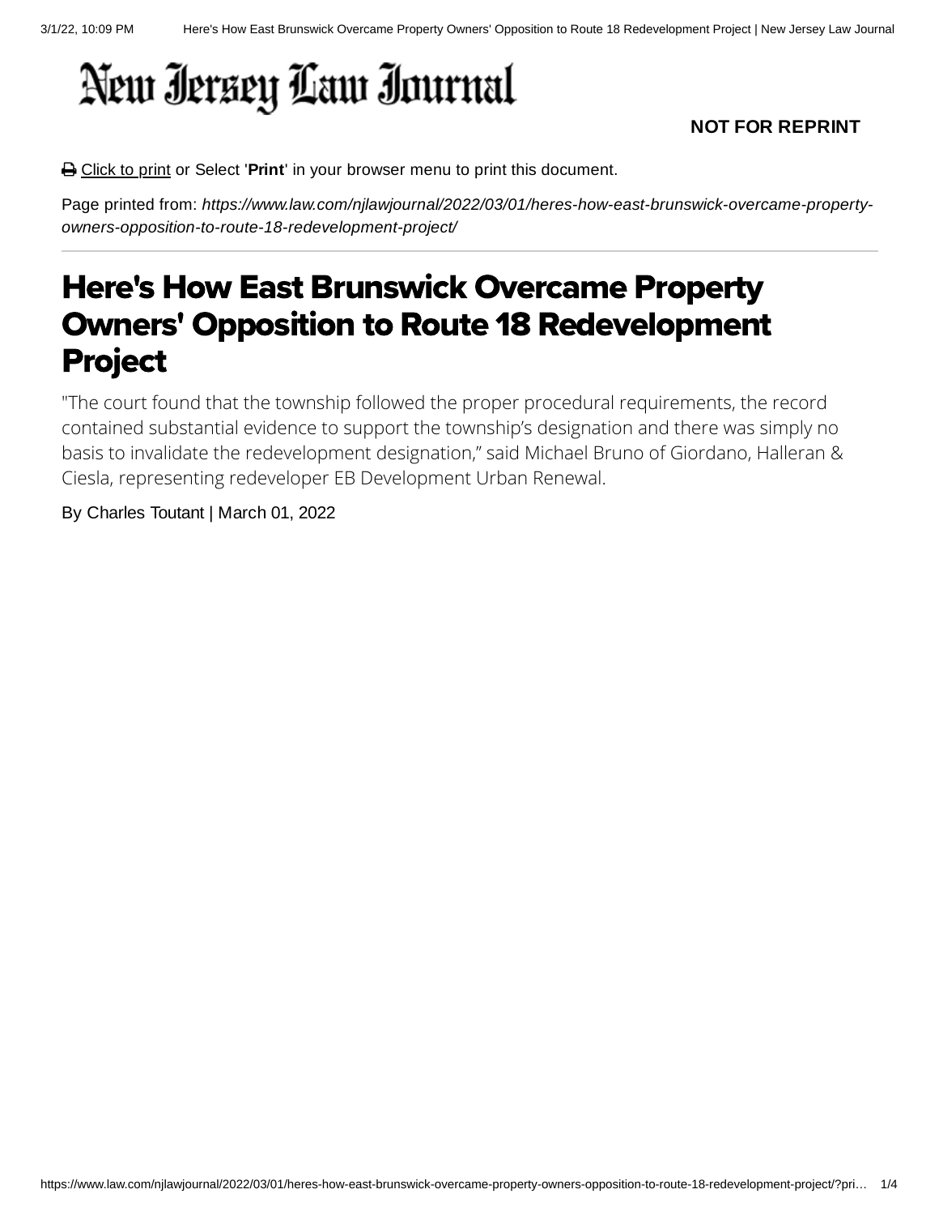# New Jersey Law Journal

**NOT FOR REPRINT**

Click to print or Select '**Print**' in your browser menu to print this document.

Page printed from: *https://www.law.com/njlawjournal/2022/03/01/heres-how-east-brunswick-overcame-property-owners-opposition-to-route-18-redevelopment-project/*

---

# Here's How East Brunswick Overcame Property Owners' Opposition to Route 18 Redevelopment Project

"The court found that the township followed the proper procedural requirements, the record contained substantial evidence to support the township's designation and there was simply no basis to invalidate the redevelopment designation," said Michael Bruno of Giordano, Halleran & Ciesla, representing redeveloper EB Development Urban Renewal.

By Charles Toutant | March 01, 2022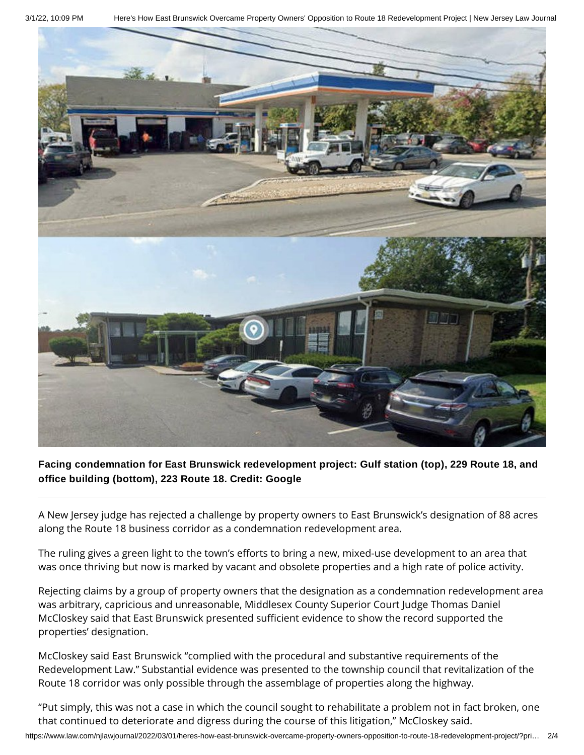**Facing condemnation for East Brunswick redevelopment project: Gulf station (top), 229 Route 18, and office building (bottom), 223 Route 18. Credit: Google**

A New Jersey judge has rejected a challenge by property owners to East Brunswick's designation of 88 acres along the Route 18 business corridor as a condemnation redevelopment area.

The ruling gives a green light to the town's efforts to bring a new, mixed-use development to an area that was once thriving but now is marked by vacant and obsolete properties and a high rate of police activity.

Rejecting claims by a group of property owners that the designation as a condemnation redevelopment area was arbitrary, capricious and unreasonable, Middlesex County Superior Court Judge Thomas Daniel McCloskey said that East Brunswick presented sufficient evidence to show the record supported the properties' designation.

McCloskey said East Brunswick "complied with the procedural and substantive requirements of the Redevelopment Law." Substantial evidence was presented to the township council that revitalization of the Route 18 corridor was only possible through the assemblage of properties along the highway.

"Put simply, this was not a case in which the council sought to rehabilitate a problem not in fact broken, one that continued to deteriorate and digress during the course of this litigation," McCloskey said.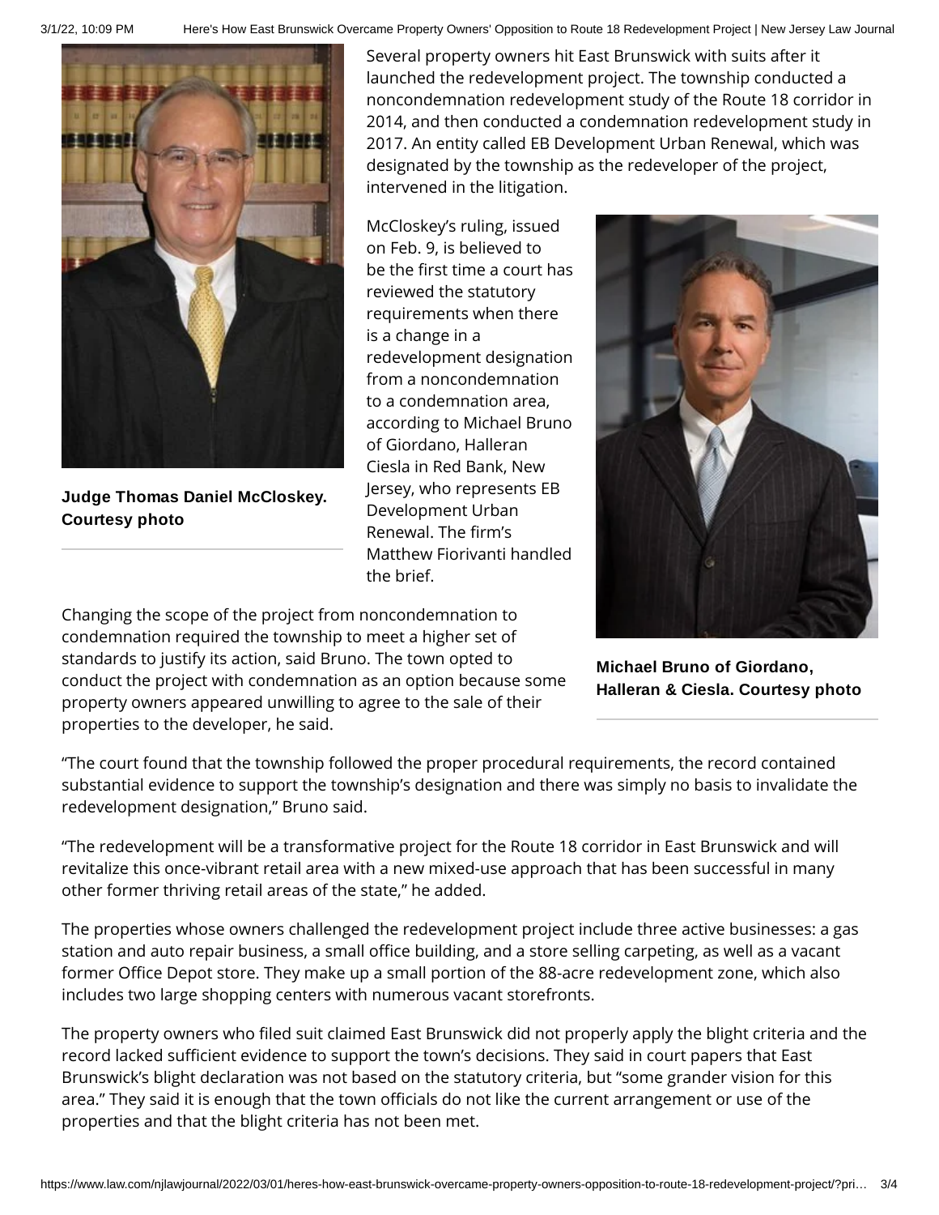Judge Thomas Daniel McCloskey. Courtesy photo

Several property owners hit East Brunswick with suits after it launched the redevelopment project. The township conducted a noncondemnation redevelopment study of the Route 18 corridor in 2014, and then conducted a condemnation redevelopment study in 2017. An entity called EB Development Urban Renewal, which was designated by the township as the redeveloper of the project, intervened in the litigation.

McCloskey's ruling, issued on Feb. 9, is believed to be the first time a court has reviewed the statutory requirements when there is a change in a redevelopment designation from a noncondemnation to a condemnation area, according to Michael Bruno of Giordano, Halleran Ciesla in Red Bank, New Jersey, who represents EB Development Urban Renewal. The firm's Matthew Fiorivanti handled the brief.

Michael Bruno of Giordano, Halleran & Ciesla. Courtesy photo

Changing the scope of the project from noncondemnation to condemnation required the township to meet a higher set of standards to justify its action, said Bruno. The town opted to conduct the project with condemnation as an option because some property owners appeared unwilling to agree to the sale of their properties to the developer, he said.

"The court found that the township followed the proper procedural requirements, the record contained substantial evidence to support the township's designation and there was simply no basis to invalidate the redevelopment designation," Bruno said.

"The redevelopment will be a transformative project for the Route 18 corridor in East Brunswick and will revitalize this once-vibrant retail area with a new mixed-use approach that has been successful in many other former thriving retail areas of the state," he added.

The properties whose owners challenged the redevelopment project include three active businesses: a gas station and auto repair business, a small office building, and a store selling carpeting, as well as a vacant former Office Depot store. They make up a small portion of the 88-acre redevelopment zone, which also includes two large shopping centers with numerous vacant storefronts.

The property owners who filed suit claimed East Brunswick did not properly apply the blight criteria and the record lacked sufficient evidence to support the town's decisions. They said in court papers that East Brunswick's blight declaration was not based on the statutory criteria, but "some grander vision for this area." They said it is enough that the town officials do not like the current arrangement or use of the properties and that the blight criteria has not been met.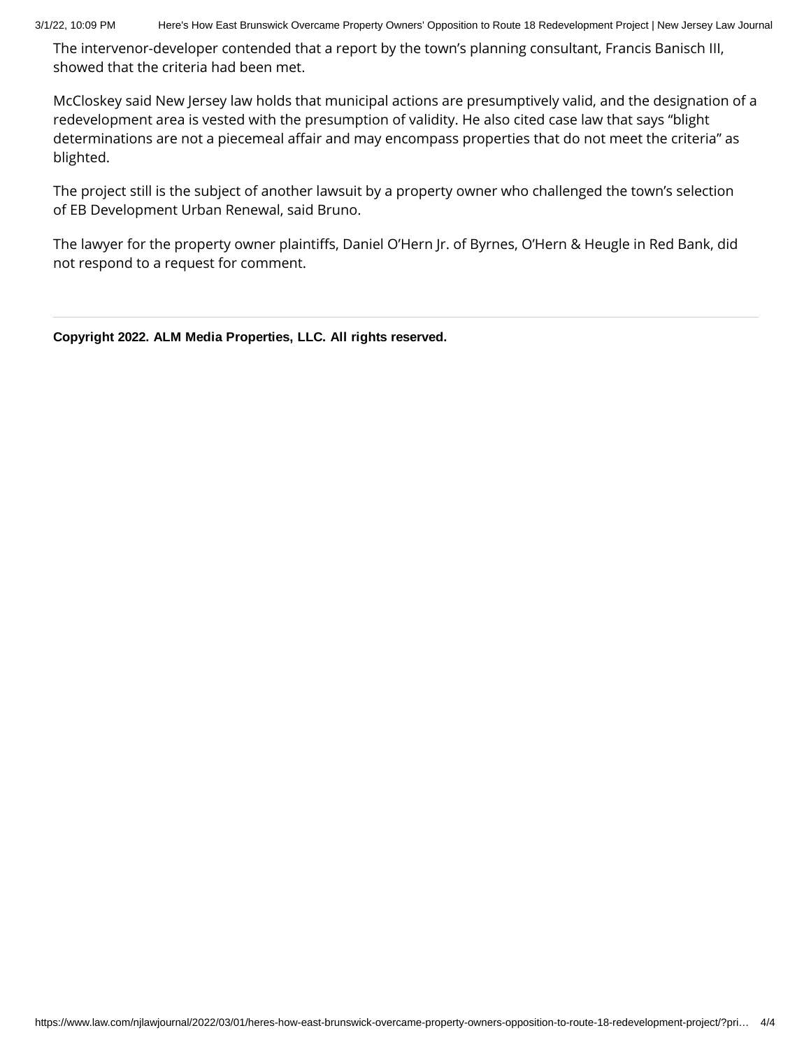The intervenor-developer contended that a report by the town's planning consultant, Francis Banisch III, showed that the criteria had been met.

McCloskey said New Jersey law holds that municipal actions are presumptively valid, and the designation of a redevelopment area is vested with the presumption of validity. He also cited case law that says "blight determinations are not a piecemeal affair and may encompass properties that do not meet the criteria" as blighted.

The project still is the subject of another lawsuit by a property owner who challenged the town's selection of EB Development Urban Renewal, said Bruno.

The lawyer for the property owner plaintiffs, Daniel O'Hern Jr. of Byrnes, O'Hern & Heugle in Red Bank, did not respond to a request for comment.

---

**Copyright 2022. ALM Media Properties, LLC. All rights reserved.**